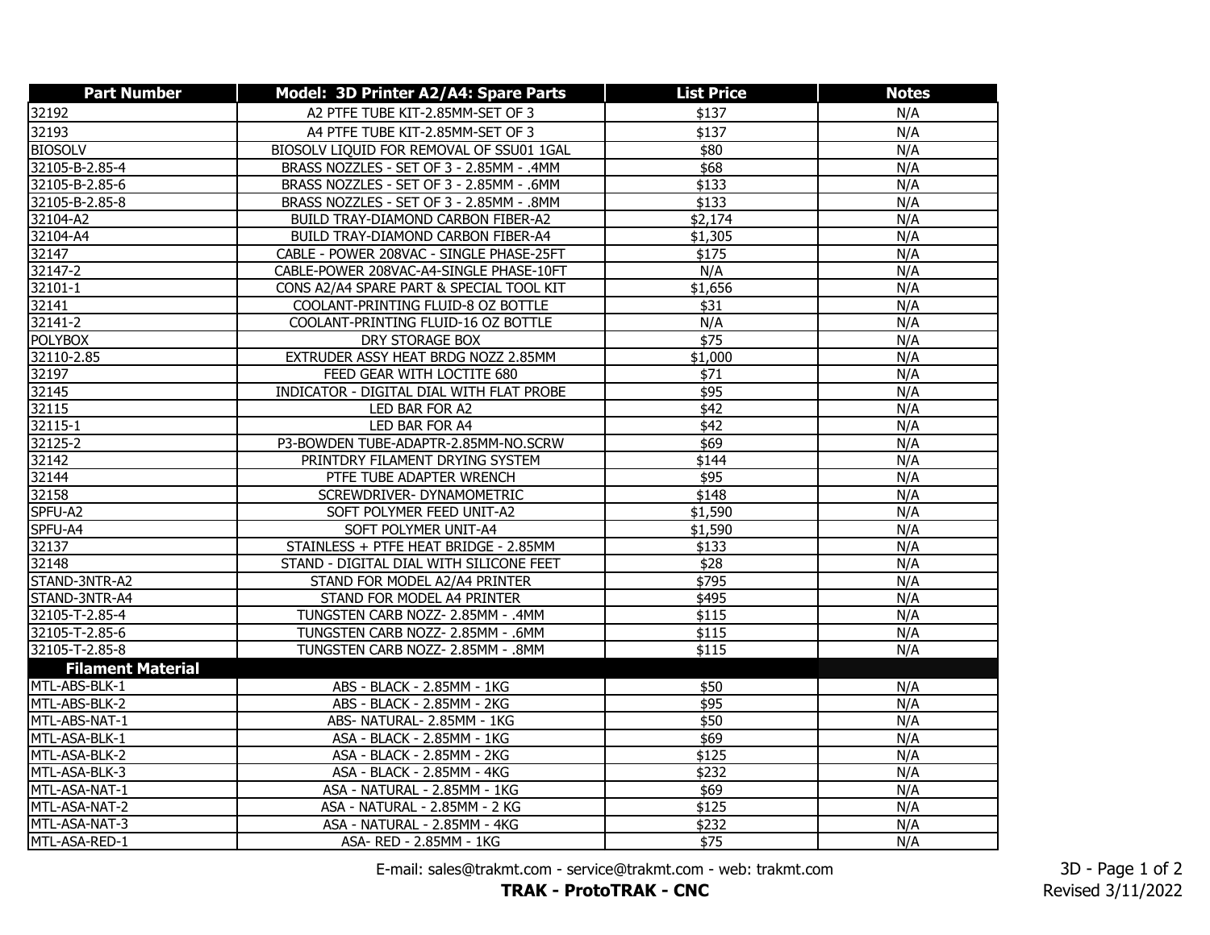| Part Number | Model: 3D Printer A2/A4: Spare Parts | List Price | Notes |
|---|---|---|---|
| 32192 | A2 PTFE TUBE KIT-2.85MM-SET OF 3 | $137 | N/A |
| 32193 | A4 PTFE TUBE KIT-2.85MM-SET OF 3 | $137 | N/A |
| BIOSOLV | BIOSOLV LIQUID FOR REMOVAL OF SSU01 1GAL | $80 | N/A |
| 32105-B-2.85-4 | BRASS NOZZLES - SET OF 3 - 2.85MM - .4MM | $68 | N/A |
| 32105-B-2.85-6 | BRASS NOZZLES - SET OF 3 - 2.85MM - .6MM | $133 | N/A |
| 32105-B-2.85-8 | BRASS NOZZLES - SET OF 3 - 2.85MM - .8MM | $133 | N/A |
| 32104-A2 | BUILD TRAY-DIAMOND CARBON FIBER-A2 | $2,174 | N/A |
| 32104-A4 | BUILD TRAY-DIAMOND CARBON FIBER-A4 | $1,305 | N/A |
| 32147 | CABLE - POWER 208VAC - SINGLE PHASE-25FT | $175 | N/A |
| 32147-2 | CABLE-POWER 208VAC-A4-SINGLE PHASE-10FT | N/A | N/A |
| 32101-1 | CONS A2/A4 SPARE PART & SPECIAL TOOL KIT | $1,656 | N/A |
| 32141 | COOLANT-PRINTING FLUID-8 OZ BOTTLE | $31 | N/A |
| 32141-2 | COOLANT-PRINTING FLUID-16 OZ BOTTLE | N/A | N/A |
| POLYBOX | DRY STORAGE BOX | $75 | N/A |
| 32110-2.85 | EXTRUDER ASSY HEAT BRDG NOZZ 2.85MM | $1,000 | N/A |
| 32197 | FEED GEAR WITH LOCTITE 680 | $71 | N/A |
| 32145 | INDICATOR - DIGITAL DIAL WITH FLAT PROBE | $95 | N/A |
| 32115 | LED BAR FOR A2 | $42 | N/A |
| 32115-1 | LED BAR FOR A4 | $42 | N/A |
| 32125-2 | P3-BOWDEN TUBE-ADAPTR-2.85MM-NO.SCRW | $69 | N/A |
| 32142 | PRINTDRY FILAMENT DRYING SYSTEM | $144 | N/A |
| 32144 | PTFE TUBE ADAPTER WRENCH | $95 | N/A |
| 32158 | SCREWDRIVER- DYNAMOMETRIC | $148 | N/A |
| SPFU-A2 | SOFT POLYMER FEED UNIT-A2 | $1,590 | N/A |
| SPFU-A4 | SOFT POLYMER UNIT-A4 | $1,590 | N/A |
| 32137 | STAINLESS + PTFE HEAT BRIDGE - 2.85MM | $133 | N/A |
| 32148 | STAND - DIGITAL DIAL WITH SILICONE FEET | $28 | N/A |
| STAND-3NTR-A2 | STAND FOR MODEL A2/A4 PRINTER | $795 | N/A |
| STAND-3NTR-A4 | STAND FOR MODEL A4 PRINTER | $495 | N/A |
| 32105-T-2.85-4 | TUNGSTEN CARB NOZZ- 2.85MM - .4MM | $115 | N/A |
| 32105-T-2.85-6 | TUNGSTEN CARB NOZZ- 2.85MM - .6MM | $115 | N/A |
| 32105-T-2.85-8 | TUNGSTEN CARB NOZZ- 2.85MM - .8MM | $115 | N/A |
| **Filament Material** | | | |
| MTL-ABS-BLK-1 | ABS - BLACK - 2.85MM - 1KG | $50 | N/A |
| MTL-ABS-BLK-2 | ABS - BLACK - 2.85MM - 2KG | $95 | N/A |
| MTL-ABS-NAT-1 | ABS- NATURAL- 2.85MM - 1KG | $50 | N/A |
| MTL-ASA-BLK-1 | ASA - BLACK - 2.85MM - 1KG | $69 | N/A |
| MTL-ASA-BLK-2 | ASA - BLACK - 2.85MM - 2KG | $125 | N/A |
| MTL-ASA-BLK-3 | ASA - BLACK - 2.85MM - 4KG | $232 | N/A |
| MTL-ASA-NAT-1 | ASA - NATURAL - 2.85MM - 1KG | $69 | N/A |
| MTL-ASA-NAT-2 | ASA - NATURAL - 2.85MM - 2 KG | $125 | N/A |
| MTL-ASA-NAT-3 | ASA - NATURAL - 2.85MM - 4KG | $232 | N/A |
| MTL-ASA-RED-1 | ASA- RED - 2.85MM - 1KG | $75 | N/A |

E-mail: sales@trakmt.com - service@trakmt.com - web: trakmt.com

**TRAK - ProtoTRAK - CNC**

Revised 3/11/2022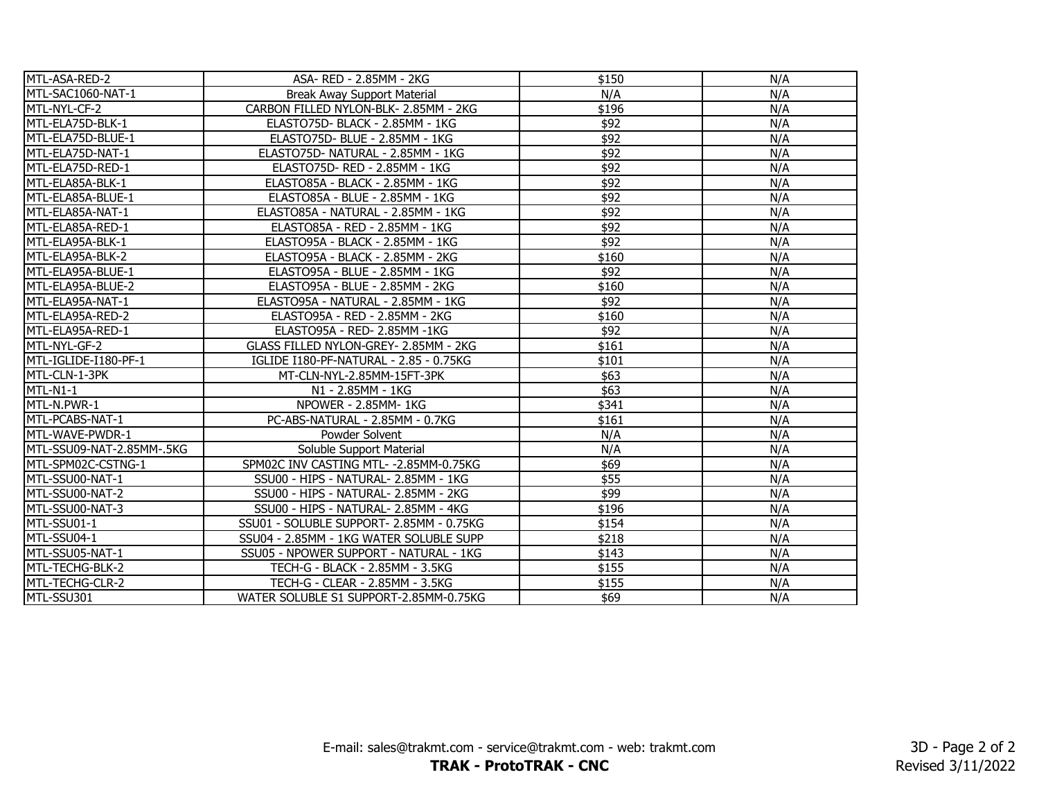| | | | |
|---|---|---|---|
| MTL-ASA-RED-2 | ASA- RED - 2.85MM - 2KG | $150 | N/A |
| MTL-SAC1060-NAT-1 | Break Away Support Material | N/A | N/A |
| MTL-NYL-CF-2 | CARBON FILLED NYLON-BLK- 2.85MM - 2KG | $196 | N/A |
| MTL-ELA75D-BLK-1 | ELASTO75D- BLACK - 2.85MM - 1KG | $92 | N/A |
| MTL-ELA75D-BLUE-1 | ELASTO75D- BLUE - 2.85MM - 1KG | $92 | N/A |
| MTL-ELA75D-NAT-1 | ELASTO75D- NATURAL - 2.85MM - 1KG | $92 | N/A |
| MTL-ELA75D-RED-1 | ELASTO75D- RED - 2.85MM - 1KG | $92 | N/A |
| MTL-ELA85A-BLK-1 | ELASTO85A - BLACK - 2.85MM - 1KG | $92 | N/A |
| MTL-ELA85A-BLUE-1 | ELASTO85A - BLUE - 2.85MM - 1KG | $92 | N/A |
| MTL-ELA85A-NAT-1 | ELASTO85A - NATURAL - 2.85MM - 1KG | $92 | N/A |
| MTL-ELA85A-RED-1 | ELASTO85A - RED - 2.85MM - 1KG | $92 | N/A |
| MTL-ELA95A-BLK-1 | ELASTO95A - BLACK - 2.85MM - 1KG | $92 | N/A |
| MTL-ELA95A-BLK-2 | ELASTO95A - BLACK - 2.85MM - 2KG | $160 | N/A |
| MTL-ELA95A-BLUE-1 | ELASTO95A - BLUE - 2.85MM - 1KG | $92 | N/A |
| MTL-ELA95A-BLUE-2 | ELASTO95A - BLUE - 2.85MM - 2KG | $160 | N/A |
| MTL-ELA95A-NAT-1 | ELASTO95A - NATURAL - 2.85MM - 1KG | $92 | N/A |
| MTL-ELA95A-RED-2 | ELASTO95A - RED - 2.85MM - 2KG | $160 | N/A |
| MTL-ELA95A-RED-1 | ELASTO95A - RED- 2.85MM -1KG | $92 | N/A |
| MTL-NYL-GF-2 | GLASS FILLED NYLON-GREY- 2.85MM - 2KG | $161 | N/A |
| MTL-IGLIDE-I180-PF-1 | IGLIDE I180-PF-NATURAL - 2.85 - 0.75KG | $101 | N/A |
| MTL-CLN-1-3PK | MT-CLN-NYL-2.85MM-15FT-3PK | $63 | N/A |
| MTL-N1-1 | N1 - 2.85MM - 1KG | $63 | N/A |
| MTL-N.PWR-1 | NPOWER - 2.85MM- 1KG | $341 | N/A |
| MTL-PCABS-NAT-1 | PC-ABS-NATURAL - 2.85MM - 0.7KG | $161 | N/A |
| MTL-WAVE-PWDR-1 | Powder Solvent | N/A | N/A |
| MTL-SSU09-NAT-2.85MM-.5KG | Soluble Support Material | N/A | N/A |
| MTL-SPM02C-CSTNG-1 | SPM02C INV CASTING MTL- -2.85MM-0.75KG | $69 | N/A |
| MTL-SSU00-NAT-1 | SSU00 - HIPS - NATURAL- 2.85MM - 1KG | $55 | N/A |
| MTL-SSU00-NAT-2 | SSU00 - HIPS - NATURAL- 2.85MM - 2KG | $99 | N/A |
| MTL-SSU00-NAT-3 | SSU00 - HIPS - NATURAL- 2.85MM - 4KG | $196 | N/A |
| MTL-SSU01-1 | SSU01 - SOLUBLE SUPPORT- 2.85MM - 0.75KG | $154 | N/A |
| MTL-SSU04-1 | SSU04 - 2.85MM - 1KG WATER SOLUBLE SUPP | $218 | N/A |
| MTL-SSU05-NAT-1 | SSU05 - NPOWER SUPPORT - NATURAL - 1KG | $143 | N/A |
| MTL-TECHG-BLK-2 | TECH-G - BLACK - 2.85MM - 3.5KG | $155 | N/A |
| MTL-TECHG-CLR-2 | TECH-G - CLEAR - 2.85MM - 3.5KG | $155 | N/A |
| MTL-SSU301 | WATER SOLUBLE S1 SUPPORT-2.85MM-0.75KG | $69 | N/A |

E-mail: sales@trakmt.com - service@trakmt.com - web: trakmt.com

**TRAK - ProtoTRAK - CNC**

Revised 3/11/2022